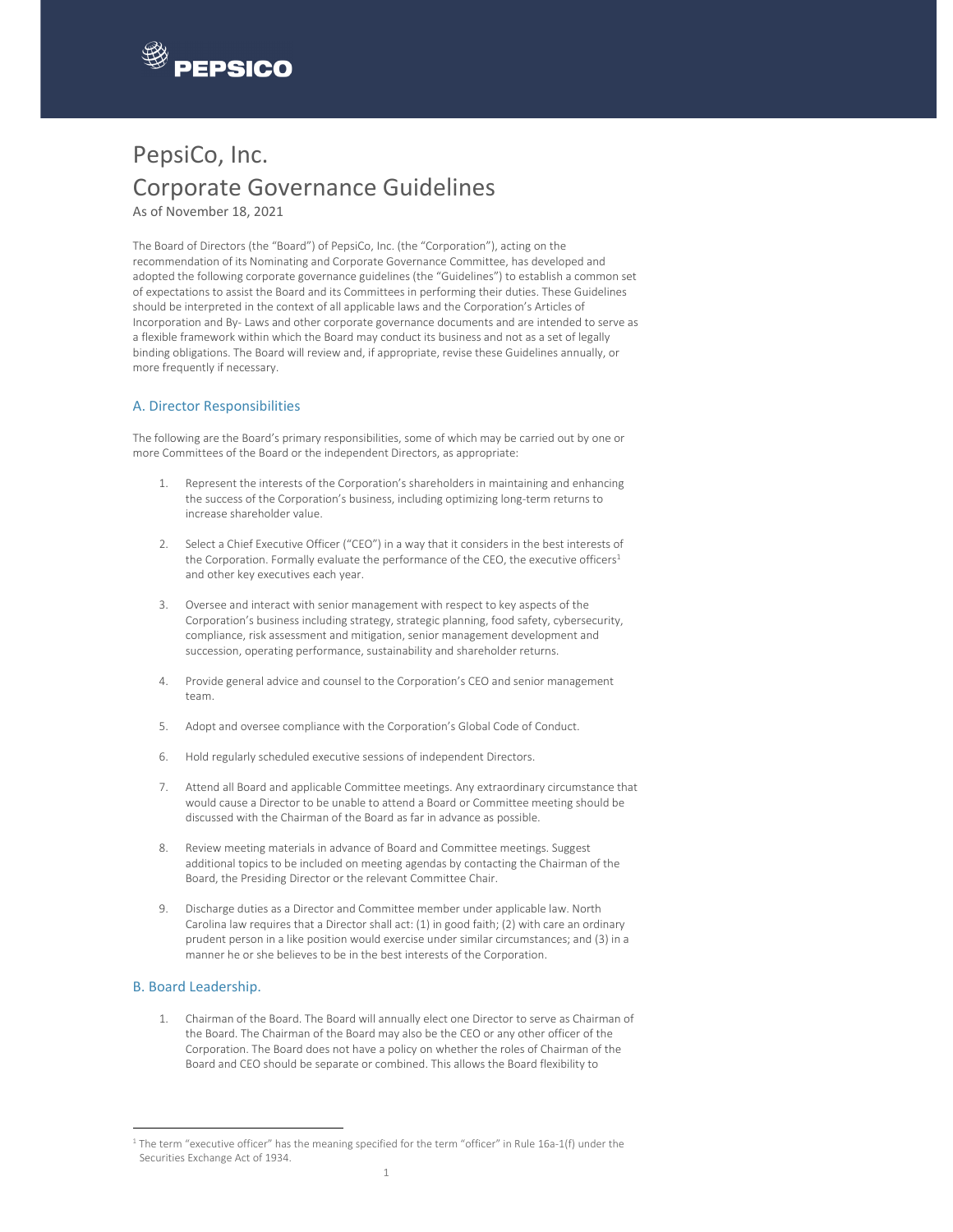# PepsiCo, Inc.

# Corporate Governance Guidelines

As of November 18, 2021

The Board of Directors (the "Board") of PepsiCo, Inc. (the "Corporation"), acting on the recommendation of its Nominating and Corporate Governance Committee, has developed and adopted the following corporate governance guidelines (the "Guidelines") to establish a common set of expectations to assist the Board and its Committees in performing their duties. These Guidelines should be interpreted in the context of all applicable laws and the Corporation's Articles of Incorporation and By- Laws and other corporate governance documents and are intended to serve as a flexible framework within which the Board may conduct its business and not as a set of legally binding obligations. The Board will review and, if appropriate, revise these Guidelines annually, or more frequently if necessary.

## A. Director Responsibilities

The following are the Board's primary responsibilities, some of which may be carried out by one or more Committees of the Board or the independent Directors, as appropriate:

1. Represent the interests of the Corporation's shareholders in maintaining and enhancing the success of the Corporation's business, including optimizing long-term returns to increase shareholder value.

2. Select a Chief Executive Officer ("CEO") in a way that it considers in the best interests of the Corporation. Formally evaluate the performance of the CEO, the executive officers[1] and other key executives each year.

3. Oversee and interact with senior management with respect to key aspects of the Corporation's business including strategy, strategic planning, food safety, cybersecurity, compliance, risk assessment and mitigation, senior management development and succession, operating performance, sustainability and shareholder returns.

4. Provide general advice and counsel to the Corporation's CEO and senior management team.

5. Adopt and oversee compliance with the Corporation's Global Code of Conduct.

6. Hold regularly scheduled executive sessions of independent Directors.

7. Attend all Board and applicable Committee meetings. Any extraordinary circumstance that would cause a Director to be unable to attend a Board or Committee meeting should be discussed with the Chairman of the Board as far in advance as possible.

8. Review meeting materials in advance of Board and Committee meetings. Suggest additional topics to be included on meeting agendas by contacting the Chairman of the Board, the Presiding Director or the relevant Committee Chair.

9. Discharge duties as a Director and Committee member under applicable law. North Carolina law requires that a Director shall act: (1) in good faith; (2) with care an ordinary prudent person in a like position would exercise under similar circumstances; and (3) in a manner he or she believes to be in the best interests of the Corporation.

## B. Board Leadership.

1. Chairman of the Board. The Board will annually elect one Director to serve as Chairman of the Board. The Chairman of the Board may also be the CEO or any other officer of the Corporation. The Board does not have a policy on whether the roles of Chairman of the Board and CEO should be separate or combined. This allows the Board flexibility to

---

[1] The term "executive officer" has the meaning specified for the term "officer" in Rule 16a-1(f) under the Securities Exchange Act of 1934.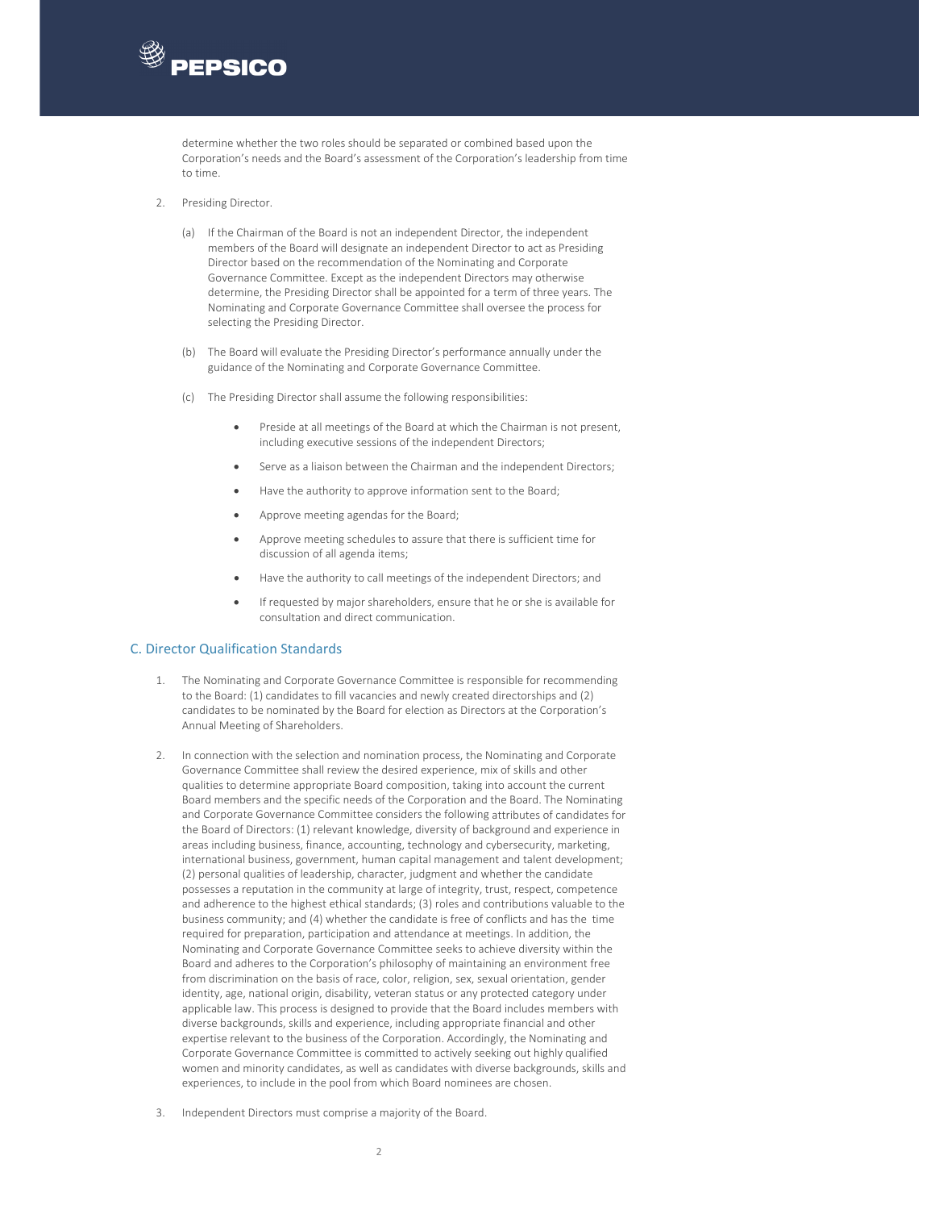determine whether the two roles should be separated or combined based upon the Corporation's needs and the Board's assessment of the Corporation's leadership from time to time.

2. Presiding Director.

   (a) If the Chairman of the Board is not an independent Director, the independent members of the Board will designate an independent Director to act as Presiding Director based on the recommendation of the Nominating and Corporate Governance Committee. Except as the independent Directors may otherwise determine, the Presiding Director shall be appointed for a term of three years. The Nominating and Corporate Governance Committee shall oversee the process for selecting the Presiding Director.

   (b) The Board will evaluate the Presiding Director's performance annually under the guidance of the Nominating and Corporate Governance Committee.

   (c) The Presiding Director shall assume the following responsibilities:

   - Preside at all meetings of the Board at which the Chairman is not present, including executive sessions of the independent Directors;
   - Serve as a liaison between the Chairman and the independent Directors;
   - Have the authority to approve information sent to the Board;
   - Approve meeting agendas for the Board;
   - Approve meeting schedules to assure that there is sufficient time for discussion of all agenda items;
   - Have the authority to call meetings of the independent Directors; and
   - If requested by major shareholders, ensure that he or she is available for consultation and direct communication.

## C. Director Qualification Standards

1. The Nominating and Corporate Governance Committee is responsible for recommending to the Board: (1) candidates to fill vacancies and newly created directorships and (2) candidates to be nominated by the Board for election as Directors at the Corporation's Annual Meeting of Shareholders.

2. In connection with the selection and nomination process, the Nominating and Corporate Governance Committee shall review the desired experience, mix of skills and other qualities to determine appropriate Board composition, taking into account the current Board members and the specific needs of the Corporation and the Board. The Nominating and Corporate Governance Committee considers the following attributes of candidates for the Board of Directors: (1) relevant knowledge, diversity of background and experience in areas including business, finance, accounting, technology and cybersecurity, marketing, international business, government, human capital management and talent development; (2) personal qualities of leadership, character, judgment and whether the candidate possesses a reputation in the community at large of integrity, trust, respect, competence and adherence to the highest ethical standards; (3) roles and contributions valuable to the business community; and (4) whether the candidate is free of conflicts and has the time required for preparation, participation and attendance at meetings. In addition, the Nominating and Corporate Governance Committee seeks to achieve diversity within the Board and adheres to the Corporation's philosophy of maintaining an environment free from discrimination on the basis of race, color, religion, sex, sexual orientation, gender identity, age, national origin, disability, veteran status or any protected category under applicable law. This process is designed to provide that the Board includes members with diverse backgrounds, skills and experience, including appropriate financial and other expertise relevant to the business of the Corporation. Accordingly, the Nominating and Corporate Governance Committee is committed to actively seeking out highly qualified women and minority candidates, as well as candidates with diverse backgrounds, skills and experiences, to include in the pool from which Board nominees are chosen.

3. Independent Directors must comprise a majority of the Board.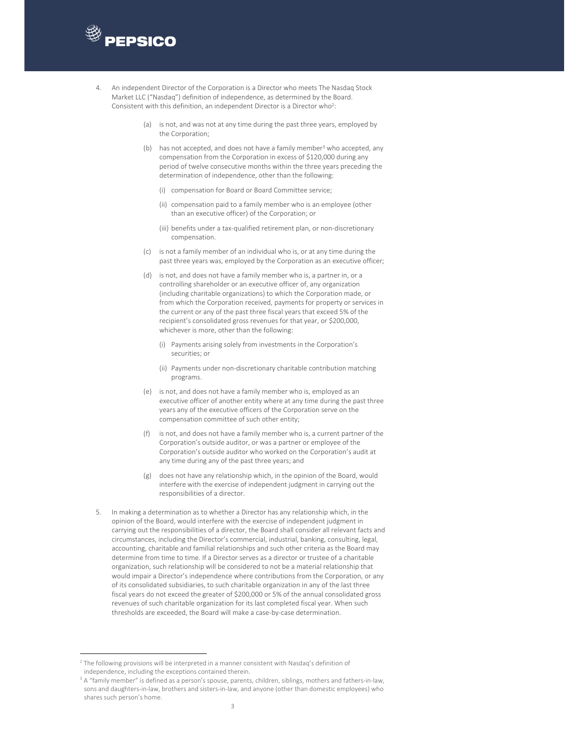4. An independent Director of the Corporation is a Director who meets The Nasdaq Stock Market LLC ("Nasdaq") definition of independence, as determined by the Board. Consistent with this definition, an independent Director is a Director who[2]:

   (a) is not, and was not at any time during the past three years, employed by the Corporation;

   (b) has not accepted, and does not have a family member[3] who accepted, any compensation from the Corporation in excess of $120,000 during any period of twelve consecutive months within the three years preceding the determination of independence, other than the following:

      (i) compensation for Board or Board Committee service;

      (ii) compensation paid to a family member who is an employee (other than an executive officer) of the Corporation; or

      (iii) benefits under a tax-qualified retirement plan, or non-discretionary compensation.

   (c) is not a family member of an individual who is, or at any time during the past three years was, employed by the Corporation as an executive officer;

   (d) is not, and does not have a family member who is, a partner in, or a controlling shareholder or an executive officer of, any organization (including charitable organizations) to which the Corporation made, or from which the Corporation received, payments for property or services in the current or any of the past three fiscal years that exceed 5% of the recipient's consolidated gross revenues for that year, or $200,000, whichever is more, other than the following:

      (i) Payments arising solely from investments in the Corporation's securities; or

      (ii) Payments under non-discretionary charitable contribution matching programs.

   (e) is not, and does not have a family member who is, employed as an executive officer of another entity where at any time during the past three years any of the executive officers of the Corporation serve on the compensation committee of such other entity;

   (f) is not, and does not have a family member who is, a current partner of the Corporation's outside auditor, or was a partner or employee of the Corporation's outside auditor who worked on the Corporation's audit at any time during any of the past three years; and

   (g) does not have any relationship which, in the opinion of the Board, would interfere with the exercise of independent judgment in carrying out the responsibilities of a director.

5. In making a determination as to whether a Director has any relationship which, in the opinion of the Board, would interfere with the exercise of independent judgment in carrying out the responsibilities of a director, the Board shall consider all relevant facts and circumstances, including the Director's commercial, industrial, banking, consulting, legal, accounting, charitable and familial relationships and such other criteria as the Board may determine from time to time. If a Director serves as a director or trustee of a charitable organization, such relationship will be considered to not be a material relationship that would impair a Director's independence where contributions from the Corporation, or any of its consolidated subsidiaries, to such charitable organization in any of the last three fiscal years do not exceed the greater of $200,000 or 5% of the annual consolidated gross revenues of such charitable organization for its last completed fiscal year. When such thresholds are exceeded, the Board will make a case-by-case determination.

---

[2] The following provisions will be interpreted in a manner consistent with Nasdaq's definition of independence, including the exceptions contained therein.

[3] A "family member" is defined as a person's spouse, parents, children, siblings, mothers and fathers-in-law, sons and daughters-in-law, brothers and sisters-in-law, and anyone (other than domestic employees) who shares such person's home.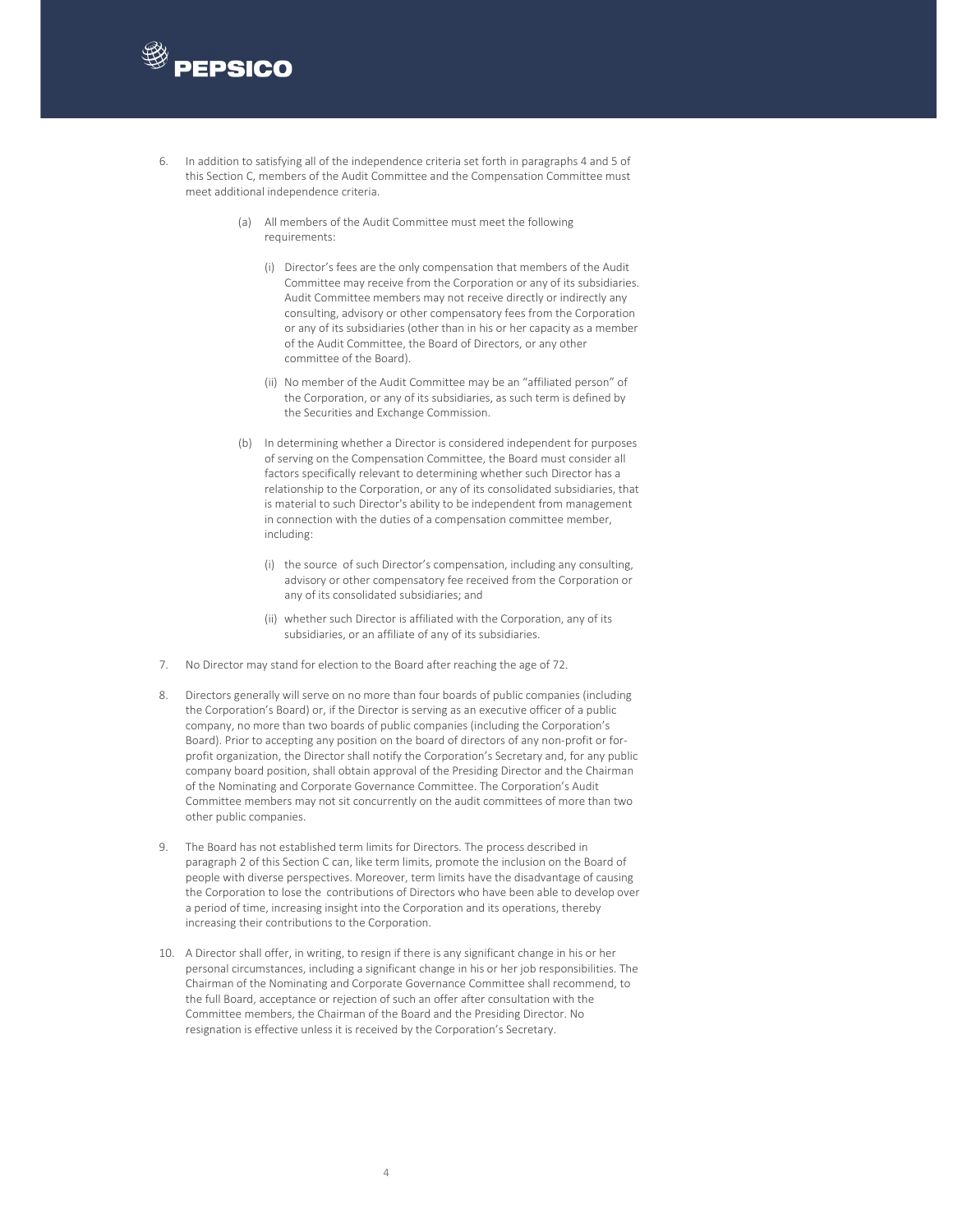6. In addition to satisfying all of the independence criteria set forth in paragraphs 4 and 5 of this Section C, members of the Audit Committee and the Compensation Committee must meet additional independence criteria.

   (a) All members of the Audit Committee must meet the following requirements:

      (i) Director's fees are the only compensation that members of the Audit Committee may receive from the Corporation or any of its subsidiaries. Audit Committee members may not receive directly or indirectly any consulting, advisory or other compensatory fees from the Corporation or any of its subsidiaries (other than in his or her capacity as a member of the Audit Committee, the Board of Directors, or any other committee of the Board).

      (ii) No member of the Audit Committee may be an "affiliated person" of the Corporation, or any of its subsidiaries, as such term is defined by the Securities and Exchange Commission.

   (b) In determining whether a Director is considered independent for purposes of serving on the Compensation Committee, the Board must consider all factors specifically relevant to determining whether such Director has a relationship to the Corporation, or any of its consolidated subsidiaries, that is material to such Director's ability to be independent from management in connection with the duties of a compensation committee member, including:

      (i) the source of such Director's compensation, including any consulting, advisory or other compensatory fee received from the Corporation or any of its consolidated subsidiaries; and

      (ii) whether such Director is affiliated with the Corporation, any of its subsidiaries, or an affiliate of any of its subsidiaries.

7. No Director may stand for election to the Board after reaching the age of 72.

8. Directors generally will serve on no more than four boards of public companies (including the Corporation's Board) or, if the Director is serving as an executive officer of a public company, no more than two boards of public companies (including the Corporation's Board). Prior to accepting any position on the board of directors of any non-profit or for-profit organization, the Director shall notify the Corporation's Secretary and, for any public company board position, shall obtain approval of the Presiding Director and the Chairman of the Nominating and Corporate Governance Committee. The Corporation's Audit Committee members may not sit concurrently on the audit committees of more than two other public companies.

9. The Board has not established term limits for Directors. The process described in paragraph 2 of this Section C can, like term limits, promote the inclusion on the Board of people with diverse perspectives. Moreover, term limits have the disadvantage of causing the Corporation to lose the contributions of Directors who have been able to develop over a period of time, increasing insight into the Corporation and its operations, thereby increasing their contributions to the Corporation.

10. A Director shall offer, in writing, to resign if there is any significant change in his or her personal circumstances, including a significant change in his or her job responsibilities. The Chairman of the Nominating and Corporate Governance Committee shall recommend, to the full Board, acceptance or rejection of such an offer after consultation with the Committee members, the Chairman of the Board and the Presiding Director. No resignation is effective unless it is received by the Corporation's Secretary.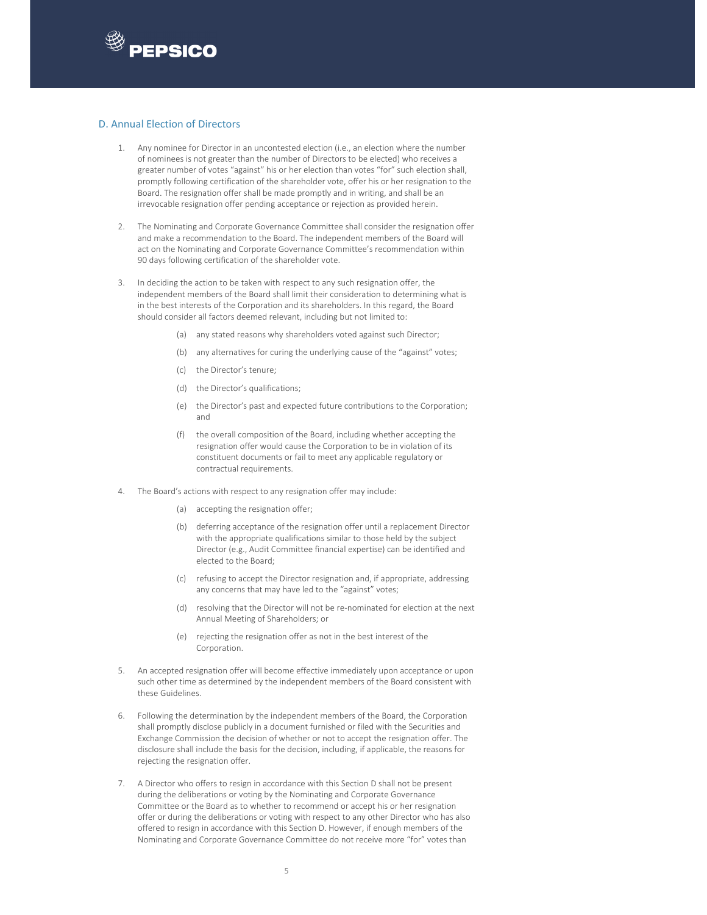## D. Annual Election of Directors

1. Any nominee for Director in an uncontested election (i.e., an election where the number of nominees is not greater than the number of Directors to be elected) who receives a greater number of votes "against" his or her election than votes "for" such election shall, promptly following certification of the shareholder vote, offer his or her resignation to the Board. The resignation offer shall be made promptly and in writing, and shall be an irrevocable resignation offer pending acceptance or rejection as provided herein.

2. The Nominating and Corporate Governance Committee shall consider the resignation offer and make a recommendation to the Board. The independent members of the Board will act on the Nominating and Corporate Governance Committee's recommendation within 90 days following certification of the shareholder vote.

3. In deciding the action to be taken with respect to any such resignation offer, the independent members of the Board shall limit their consideration to determining what is in the best interests of the Corporation and its shareholders. In this regard, the Board should consider all factors deemed relevant, including but not limited to:

   (a) any stated reasons why shareholders voted against such Director;

   (b) any alternatives for curing the underlying cause of the "against" votes;

   (c) the Director's tenure;

   (d) the Director's qualifications;

   (e) the Director's past and expected future contributions to the Corporation; and

   (f) the overall composition of the Board, including whether accepting the resignation offer would cause the Corporation to be in violation of its constituent documents or fail to meet any applicable regulatory or contractual requirements.

4. The Board's actions with respect to any resignation offer may include:

   (a) accepting the resignation offer;

   (b) deferring acceptance of the resignation offer until a replacement Director with the appropriate qualifications similar to those held by the subject Director (e.g., Audit Committee financial expertise) can be identified and elected to the Board;

   (c) refusing to accept the Director resignation and, if appropriate, addressing any concerns that may have led to the "against" votes;

   (d) resolving that the Director will not be re-nominated for election at the next Annual Meeting of Shareholders; or

   (e) rejecting the resignation offer as not in the best interest of the Corporation.

5. An accepted resignation offer will become effective immediately upon acceptance or upon such other time as determined by the independent members of the Board consistent with these Guidelines.

6. Following the determination by the independent members of the Board, the Corporation shall promptly disclose publicly in a document furnished or filed with the Securities and Exchange Commission the decision of whether or not to accept the resignation offer. The disclosure shall include the basis for the decision, including, if applicable, the reasons for rejecting the resignation offer.

7. A Director who offers to resign in accordance with this Section D shall not be present during the deliberations or voting by the Nominating and Corporate Governance Committee or the Board as to whether to recommend or accept his or her resignation offer or during the deliberations or voting with respect to any other Director who has also offered to resign in accordance with this Section D. However, if enough members of the Nominating and Corporate Governance Committee do not receive more "for" votes than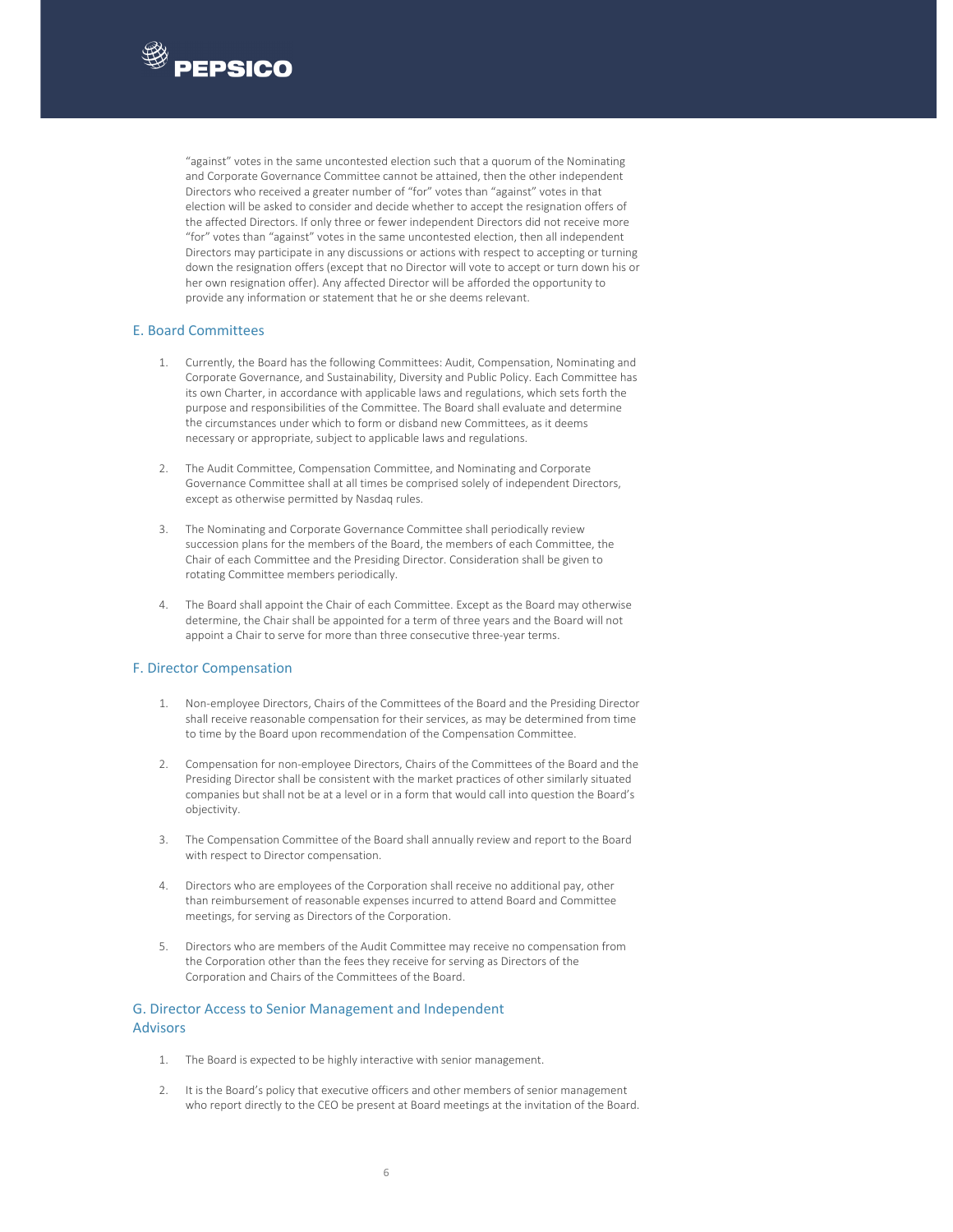"against" votes in the same uncontested election such that a quorum of the Nominating and Corporate Governance Committee cannot be attained, then the other independent Directors who received a greater number of "for" votes than "against" votes in that election will be asked to consider and decide whether to accept the resignation offers of the affected Directors. If only three or fewer independent Directors did not receive more "for" votes than "against" votes in the same uncontested election, then all independent Directors may participate in any discussions or actions with respect to accepting or turning down the resignation offers (except that no Director will vote to accept or turn down his or her own resignation offer). Any affected Director will be afforded the opportunity to provide any information or statement that he or she deems relevant.

## E. Board Committees

1. Currently, the Board has the following Committees: Audit, Compensation, Nominating and Corporate Governance, and Sustainability, Diversity and Public Policy. Each Committee has its own Charter, in accordance with applicable laws and regulations, which sets forth the purpose and responsibilities of the Committee. The Board shall evaluate and determine the circumstances under which to form or disband new Committees, as it deems necessary or appropriate, subject to applicable laws and regulations.

2. The Audit Committee, Compensation Committee, and Nominating and Corporate Governance Committee shall at all times be comprised solely of independent Directors, except as otherwise permitted by Nasdaq rules.

3. The Nominating and Corporate Governance Committee shall periodically review succession plans for the members of the Board, the members of each Committee, the Chair of each Committee and the Presiding Director. Consideration shall be given to rotating Committee members periodically.

4. The Board shall appoint the Chair of each Committee. Except as the Board may otherwise determine, the Chair shall be appointed for a term of three years and the Board will not appoint a Chair to serve for more than three consecutive three-year terms.

## F. Director Compensation

1. Non-employee Directors, Chairs of the Committees of the Board and the Presiding Director shall receive reasonable compensation for their services, as may be determined from time to time by the Board upon recommendation of the Compensation Committee.

2. Compensation for non-employee Directors, Chairs of the Committees of the Board and the Presiding Director shall be consistent with the market practices of other similarly situated companies but shall not be at a level or in a form that would call into question the Board's objectivity.

3. The Compensation Committee of the Board shall annually review and report to the Board with respect to Director compensation.

4. Directors who are employees of the Corporation shall receive no additional pay, other than reimbursement of reasonable expenses incurred to attend Board and Committee meetings, for serving as Directors of the Corporation.

5. Directors who are members of the Audit Committee may receive no compensation from the Corporation other than the fees they receive for serving as Directors of the Corporation and Chairs of the Committees of the Board.

## G. Director Access to Senior Management and Independent Advisors

1. The Board is expected to be highly interactive with senior management.

2. It is the Board's policy that executive officers and other members of senior management who report directly to the CEO be present at Board meetings at the invitation of the Board.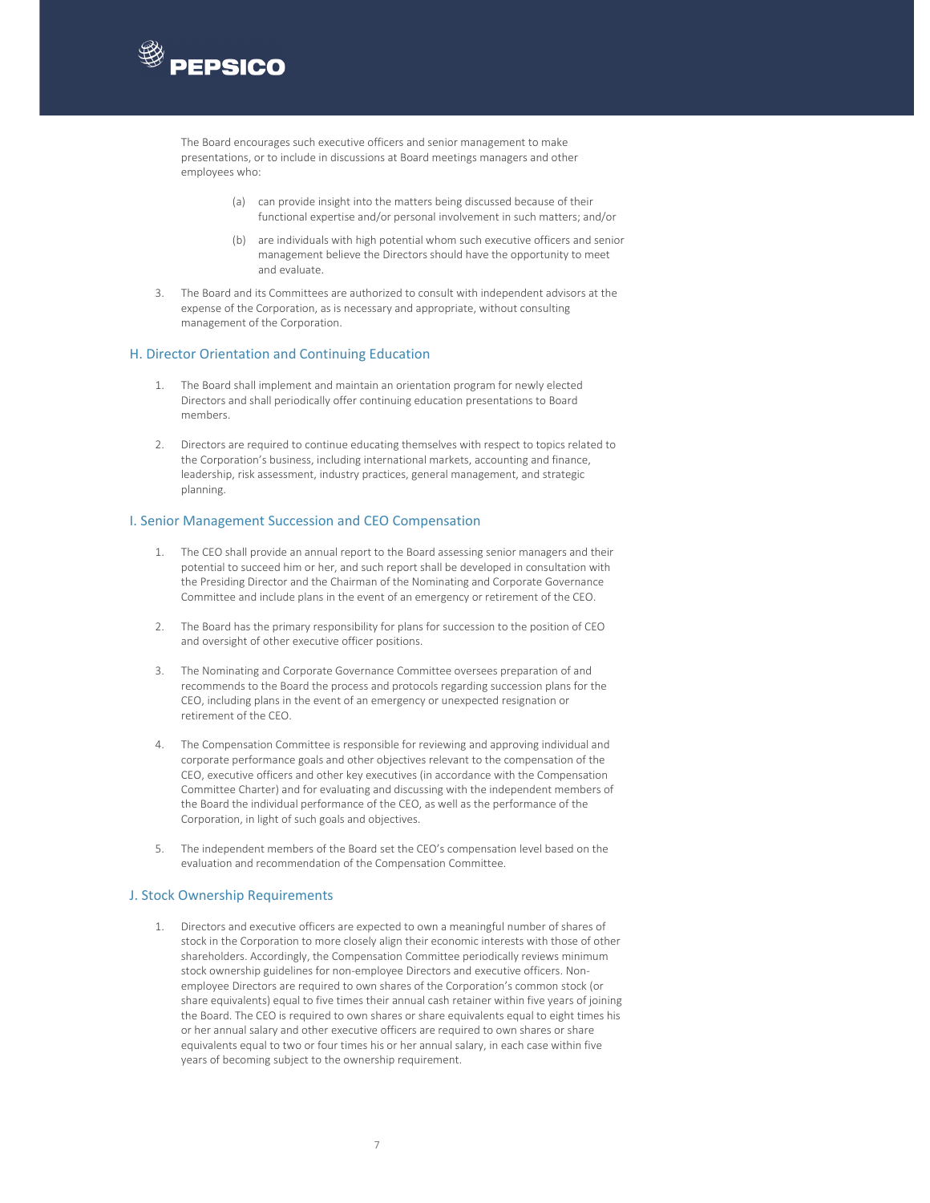The Board encourages such executive officers and senior management to make presentations, or to include in discussions at Board meetings managers and other employees who:

(a) can provide insight into the matters being discussed because of their functional expertise and/or personal involvement in such matters; and/or

(b) are individuals with high potential whom such executive officers and senior management believe the Directors should have the opportunity to meet and evaluate.

3. The Board and its Committees are authorized to consult with independent advisors at the expense of the Corporation, as is necessary and appropriate, without consulting management of the Corporation.

## H. Director Orientation and Continuing Education

1. The Board shall implement and maintain an orientation program for newly elected Directors and shall periodically offer continuing education presentations to Board members.

2. Directors are required to continue educating themselves with respect to topics related to the Corporation's business, including international markets, accounting and finance, leadership, risk assessment, industry practices, general management, and strategic planning.

## I. Senior Management Succession and CEO Compensation

1. The CEO shall provide an annual report to the Board assessing senior managers and their potential to succeed him or her, and such report shall be developed in consultation with the Presiding Director and the Chairman of the Nominating and Corporate Governance Committee and include plans in the event of an emergency or retirement of the CEO.

2. The Board has the primary responsibility for plans for succession to the position of CEO and oversight of other executive officer positions.

3. The Nominating and Corporate Governance Committee oversees preparation of and recommends to the Board the process and protocols regarding succession plans for the CEO, including plans in the event of an emergency or unexpected resignation or retirement of the CEO.

4. The Compensation Committee is responsible for reviewing and approving individual and corporate performance goals and other objectives relevant to the compensation of the CEO, executive officers and other key executives (in accordance with the Compensation Committee Charter) and for evaluating and discussing with the independent members of the Board the individual performance of the CEO, as well as the performance of the Corporation, in light of such goals and objectives.

5. The independent members of the Board set the CEO's compensation level based on the evaluation and recommendation of the Compensation Committee.

## J. Stock Ownership Requirements

1. Directors and executive officers are expected to own a meaningful number of shares of stock in the Corporation to more closely align their economic interests with those of other shareholders. Accordingly, the Compensation Committee periodically reviews minimum stock ownership guidelines for non-employee Directors and executive officers. Non-employee Directors are required to own shares of the Corporation's common stock (or share equivalents) equal to five times their annual cash retainer within five years of joining the Board. The CEO is required to own shares or share equivalents equal to eight times his or her annual salary and other executive officers are required to own shares or share equivalents equal to two or four times his or her annual salary, in each case within five years of becoming subject to the ownership requirement.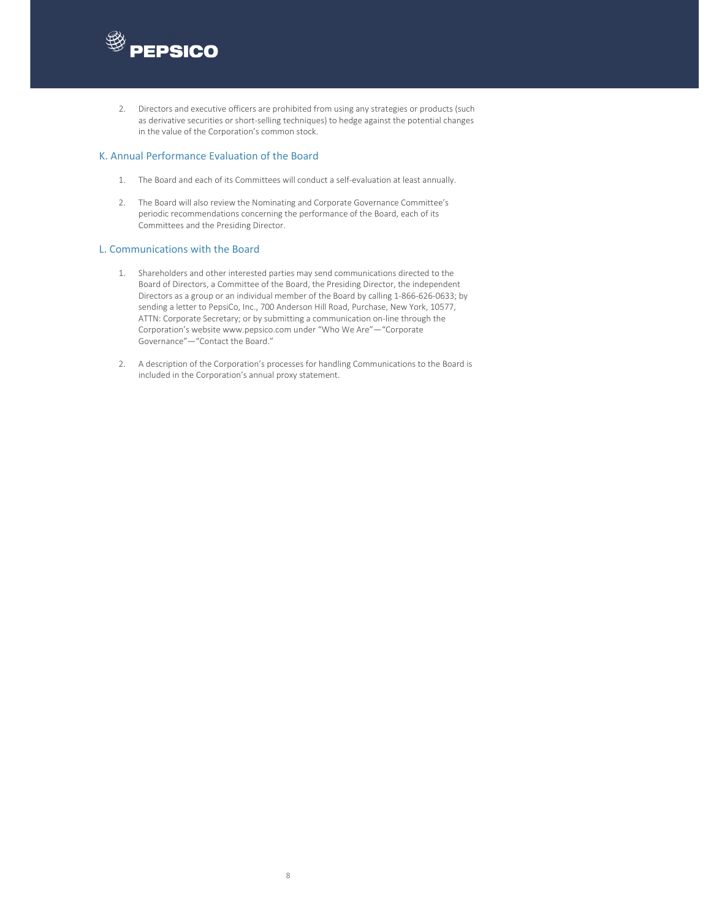2. Directors and executive officers are prohibited from using any strategies or products (such as derivative securities or short-selling techniques) to hedge against the potential changes in the value of the Corporation's common stock.

## K. Annual Performance Evaluation of the Board

1. The Board and each of its Committees will conduct a self-evaluation at least annually.

2. The Board will also review the Nominating and Corporate Governance Committee's periodic recommendations concerning the performance of the Board, each of its Committees and the Presiding Director.

## L. Communications with the Board

1. Shareholders and other interested parties may send communications directed to the Board of Directors, a Committee of the Board, the Presiding Director, the independent Directors as a group or an individual member of the Board by calling 1-866-626-0633; by sending a letter to PepsiCo, Inc., 700 Anderson Hill Road, Purchase, New York, 10577, ATTN: Corporate Secretary; or by submitting a communication on-line through the Corporation's website www.pepsico.com under "Who We Are"—"Corporate Governance"—"Contact the Board."

2. A description of the Corporation's processes for handling Communications to the Board is included in the Corporation's annual proxy statement.